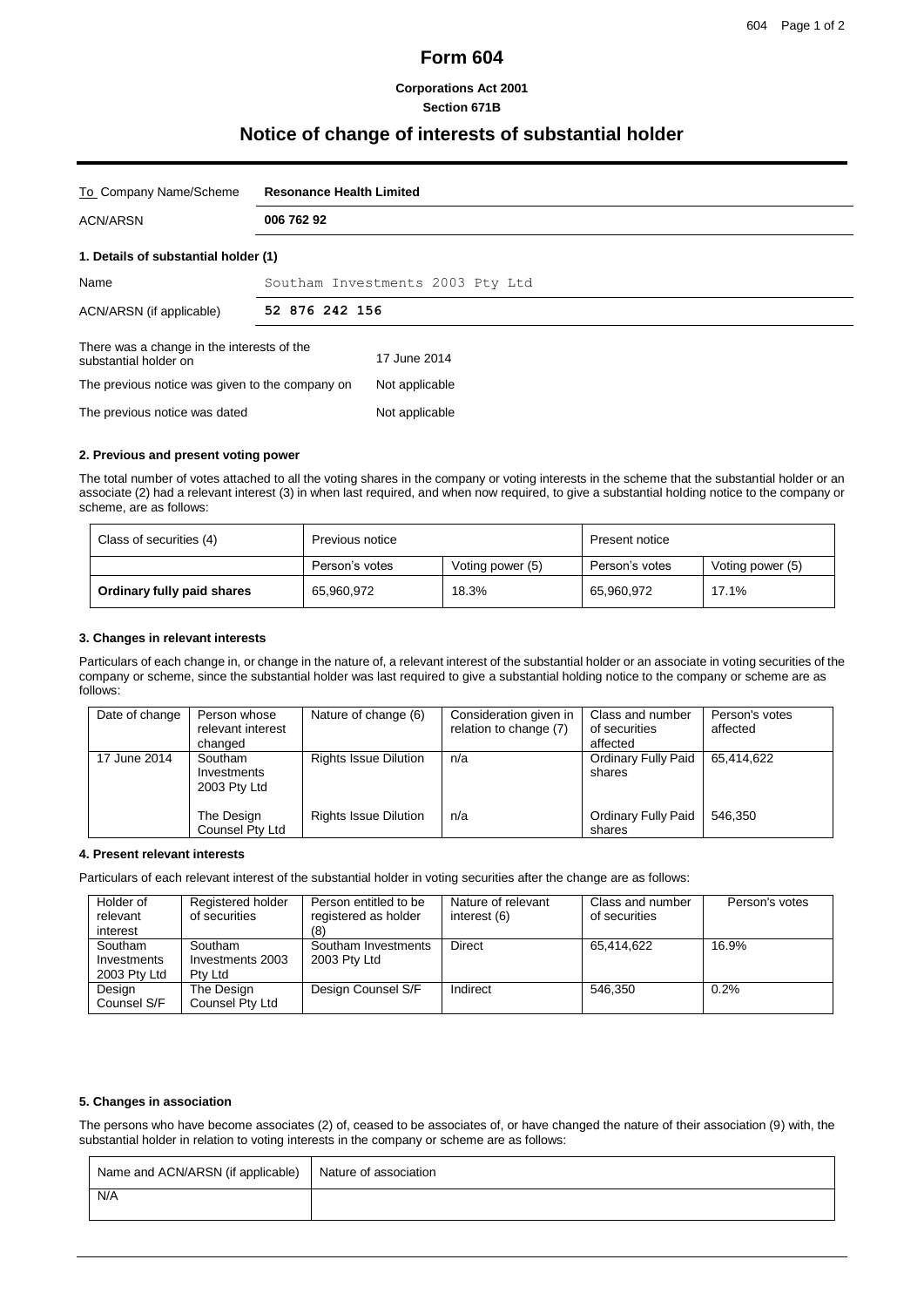# Form 604

**Corporations Act 2001**
**Section 671B**

## Notice of change of interests of substantial holder

| To Company Name/Scheme | **Resonance Health Limited** |
|---|---|
| ACN/ARSN | **006 762 92** |

### 1. Details of substantial holder (1)

| Name | Southam Investments 2003 Pty Ltd |
|---|---|
| ACN/ARSN (if applicable) | **52 876 242 156** |

| | |
|---|---|
| There was a change in the interests of the substantial holder on | 17 June 2014 |
| The previous notice was given to the company on | Not applicable |
| The previous notice was dated | Not applicable |

### 2. Previous and present voting power

The total number of votes attached to all the voting shares in the company or voting interests in the scheme that the substantial holder or an associate (2) had a relevant interest (3) in when last required, and when now required, to give a substantial holding notice to the company or scheme, are as follows:

| Class of securities (4) | Previous notice | | Present notice | |
|---|---|---|---|---|
| | Person's votes | Voting power (5) | Person's votes | Voting power (5) |
| **Ordinary fully paid shares** | 65,960,972 | 18.3% | 65,960,972 | 17.1% |

### 3. Changes in relevant interests

Particulars of each change in, or change in the nature of, a relevant interest of the substantial holder or an associate in voting securities of the company or scheme, since the substantial holder was last required to give a substantial holding notice to the company or scheme are as follows:

| Date of change | Person whose relevant interest changed | Nature of change (6) | Consideration given in relation to change (7) | Class and number of securities affected | Person's votes affected |
|---|---|---|---|---|---|
| 17 June 2014 | Southam Investments 2003 Pty Ltd | Rights Issue Dilution | n/a | Ordinary Fully Paid shares | 65,414,622 |
| | The Design Counsel Pty Ltd | Rights Issue Dilution | n/a | Ordinary Fully Paid shares | 546,350 |

### 4. Present relevant interests

Particulars of each relevant interest of the substantial holder in voting securities after the change are as follows:

| Holder of relevant interest | Registered holder of securities | Person entitled to be registered as holder (8) | Nature of relevant interest (6) | Class and number of securities | Person's votes |
|---|---|---|---|---|---|
| Southam Investments 2003 Pty Ltd | Southam Investments 2003 Pty Ltd | Southam Investments 2003 Pty Ltd | Direct | 65,414,622 | 16.9% |
| Design Counsel S/F | The Design Counsel Pty Ltd | Design Counsel S/F | Indirect | 546,350 | 0.2% |

### 5. Changes in association

The persons who have become associates (2) of, ceased to be associates of, or have changed the nature of their association (9) with, the substantial holder in relation to voting interests in the company or scheme are as follows:

| Name and ACN/ARSN (if applicable) | Nature of association |
|---|---|
| N/A | |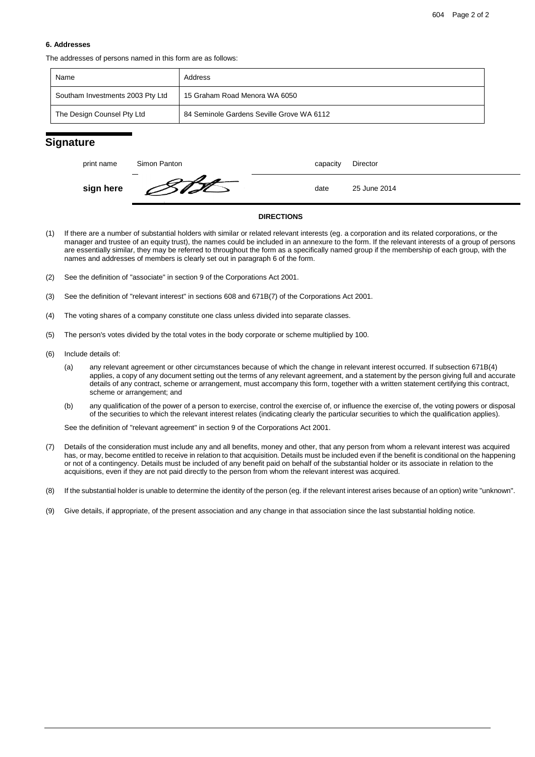#### 6. Addresses

The addresses of persons named in this form are as follows:

| Name | Address |
|---|---|
| Southam Investments 2003 Pty Ltd | 15 Graham Road Menora WA 6050 |
| The Design Counsel Pty Ltd | 84 Seminole Gardens Seville Grove WA 6112 |

## Signature

| | | | |
|---|---|---|---|
| print name | Simon Panton | capacity | Director |
| **sign here** | | date | 25 June 2014 |

**DIRECTIONS**

(1) If there are a number of substantial holders with similar or related relevant interests (eg. a corporation and its related corporations, or the manager and trustee of an equity trust), the names could be included in an annexure to the form. If the relevant interests of a group of persons are essentially similar, they may be referred to throughout the form as a specifically named group if the membership of each group, with the names and addresses of members is clearly set out in paragraph 6 of the form.

(2) See the definition of "associate" in section 9 of the Corporations Act 2001.

(3) See the definition of "relevant interest" in sections 608 and 671B(7) of the Corporations Act 2001.

(4) The voting shares of a company constitute one class unless divided into separate classes.

(5) The person's votes divided by the total votes in the body corporate or scheme multiplied by 100.

(6) Include details of:

(a) any relevant agreement or other circumstances because of which the change in relevant interest occurred. If subsection 671B(4) applies, a copy of any document setting out the terms of any relevant agreement, and a statement by the person giving full and accurate details of any contract, scheme or arrangement, must accompany this form, together with a written statement certifying this contract, scheme or arrangement; and

(b) any qualification of the power of a person to exercise, control the exercise of, or influence the exercise of, the voting powers or disposal of the securities to which the relevant interest relates (indicating clearly the particular securities to which the qualification applies).

See the definition of "relevant agreement" in section 9 of the Corporations Act 2001.

(7) Details of the consideration must include any and all benefits, money and other, that any person from whom a relevant interest was acquired has, or may, become entitled to receive in relation to that acquisition. Details must be included even if the benefit is conditional on the happening or not of a contingency. Details must be included of any benefit paid on behalf of the substantial holder or its associate in relation to the acquisitions, even if they are not paid directly to the person from whom the relevant interest was acquired.

(8) If the substantial holder is unable to determine the identity of the person (eg. if the relevant interest arises because of an option) write "unknown".

(9) Give details, if appropriate, of the present association and any change in that association since the last substantial holding notice.